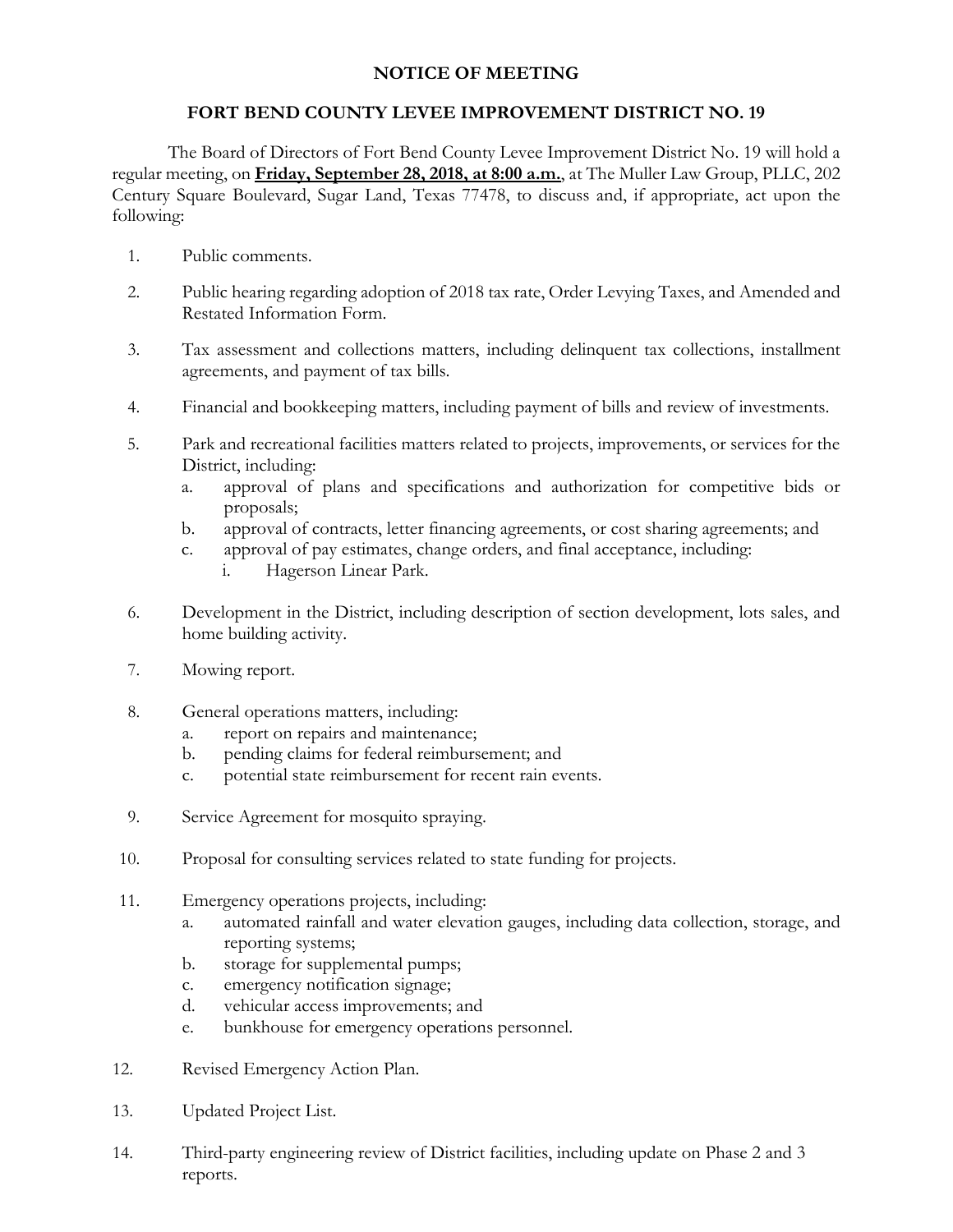# NOTICE OF MEETING

## FORT BEND COUNTY LEVEE IMPROVEMENT DISTRICT NO. 19

The Board of Directors of Fort Bend County Levee Improvement District No. 19 will hold a regular meeting, on **Friday, September 28, 2018, at 8:00 a.m.**, at The Muller Law Group, PLLC, 202 Century Square Boulevard, Sugar Land, Texas 77478, to discuss and, if appropriate, act upon the following:

1. Public comments.

2. Public hearing regarding adoption of 2018 tax rate, Order Levying Taxes, and Amended and Restated Information Form.

3. Tax assessment and collections matters, including delinquent tax collections, installment agreements, and payment of tax bills.

4. Financial and bookkeeping matters, including payment of bills and review of investments.

5. Park and recreational facilities matters related to projects, improvements, or services for the District, including:
   a. approval of plans and specifications and authorization for competitive bids or proposals;
   b. approval of contracts, letter financing agreements, or cost sharing agreements; and
   c. approval of pay estimates, change orders, and final acceptance, including:
      i. Hagerson Linear Park.

6. Development in the District, including description of section development, lots sales, and home building activity.

7. Mowing report.

8. General operations matters, including:
   a. report on repairs and maintenance;
   b. pending claims for federal reimbursement; and
   c. potential state reimbursement for recent rain events.

9. Service Agreement for mosquito spraying.

10. Proposal for consulting services related to state funding for projects.

11. Emergency operations projects, including:
    a. automated rainfall and water elevation gauges, including data collection, storage, and reporting systems;
    b. storage for supplemental pumps;
    c. emergency notification signage;
    d. vehicular access improvements; and
    e. bunkhouse for emergency operations personnel.

12. Revised Emergency Action Plan.

13. Updated Project List.

14. Third-party engineering review of District facilities, including update on Phase 2 and 3 reports.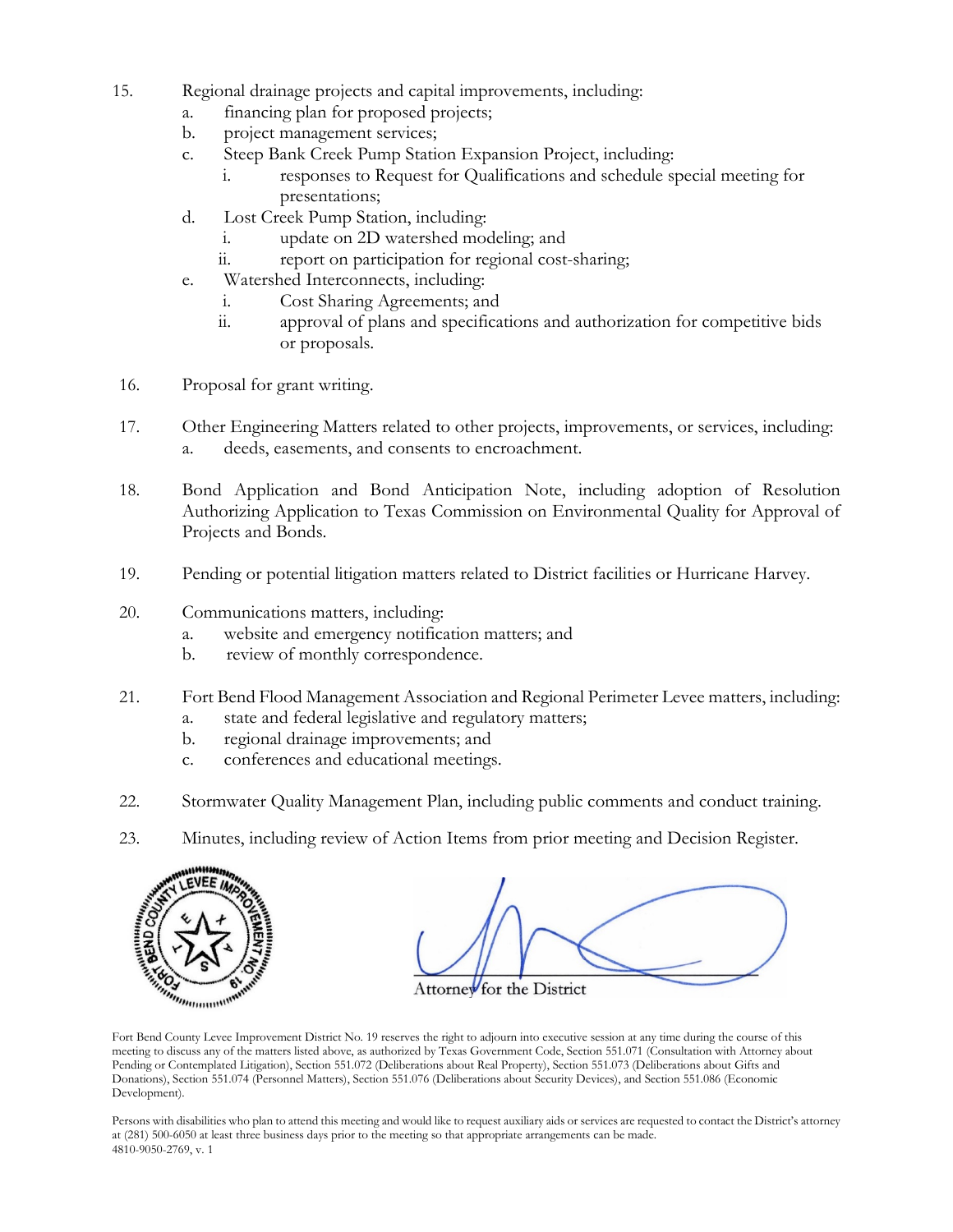15. Regional drainage projects and capital improvements, including:
    a. financing plan for proposed projects;
    b. project management services;
    c. Steep Bank Creek Pump Station Expansion Project, including:
        i. responses to Request for Qualifications and schedule special meeting for presentations;
    d. Lost Creek Pump Station, including:
        i. update on 2D watershed modeling; and
        ii. report on participation for regional cost-sharing;
    e. Watershed Interconnects, including:
        i. Cost Sharing Agreements; and
        ii. approval of plans and specifications and authorization for competitive bids or proposals.

16. Proposal for grant writing.

17. Other Engineering Matters related to other projects, improvements, or services, including:
    a. deeds, easements, and consents to encroachment.

18. Bond Application and Bond Anticipation Note, including adoption of Resolution Authorizing Application to Texas Commission on Environmental Quality for Approval of Projects and Bonds.

19. Pending or potential litigation matters related to District facilities or Hurricane Harvey.

20. Communications matters, including:
    a. website and emergency notification matters; and
    b. review of monthly correspondence.

21. Fort Bend Flood Management Association and Regional Perimeter Levee matters, including:
    a. state and federal legislative and regulatory matters;
    b. regional drainage improvements; and
    c. conferences and educational meetings.

22. Stormwater Quality Management Plan, including public comments and conduct training.

23. Minutes, including review of Action Items from prior meeting and Decision Register.

FORT BEND COUNTY LEVEE IMPROVEMENT DISTRICT NO. 19 — TEXAS

Attorney for the District

Fort Bend County Levee Improvement District No. 19 reserves the right to adjourn into executive session at any time during the course of this meeting to discuss any of the matters listed above, as authorized by Texas Government Code, Section 551.071 (Consultation with Attorney about Pending or Contemplated Litigation), Section 551.072 (Deliberations about Real Property), Section 551.073 (Deliberations about Gifts and Donations), Section 551.074 (Personnel Matters), Section 551.076 (Deliberations about Security Devices), and Section 551.086 (Economic Development).

Persons with disabilities who plan to attend this meeting and would like to request auxiliary aids or services are requested to contact the District's attorney at (281) 500-6050 at least three business days prior to the meeting so that appropriate arrangements can be made.
4810-9050-2769, v. 1